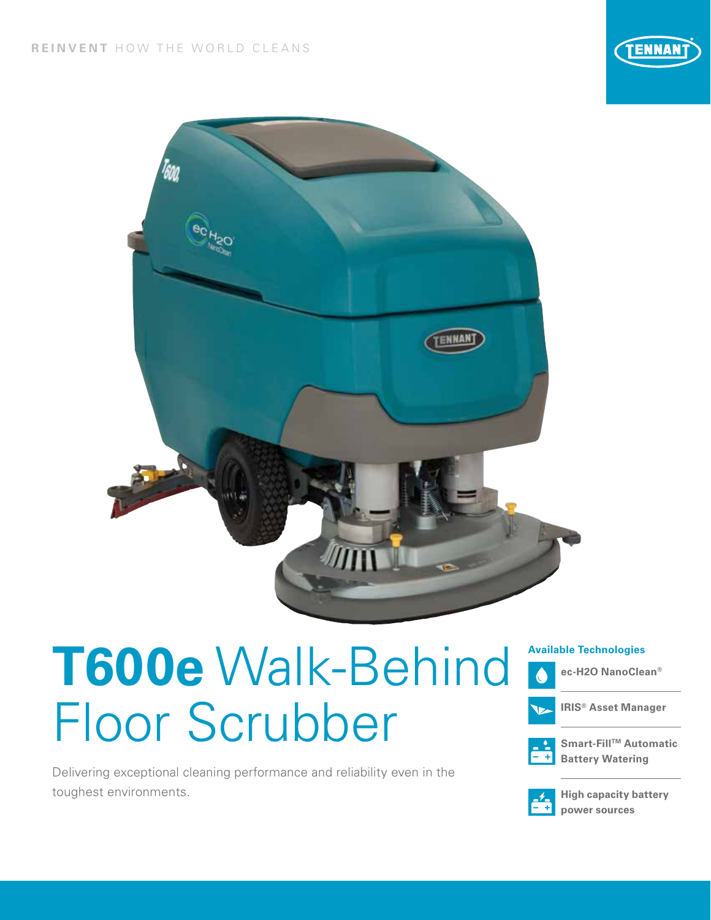**REINVENT** HOW THE WORLD CLEANS

# T600e Walk-Behind Floor Scrubber

Delivering exceptional cleaning performance and reliability even in the toughest environments.

**Available Technologies**

- **ec-H2O NanoClean®**
- **IRIS® Asset Manager**
- **Smart-Fill™ Automatic Battery Watering**
- **High capacity battery power sources**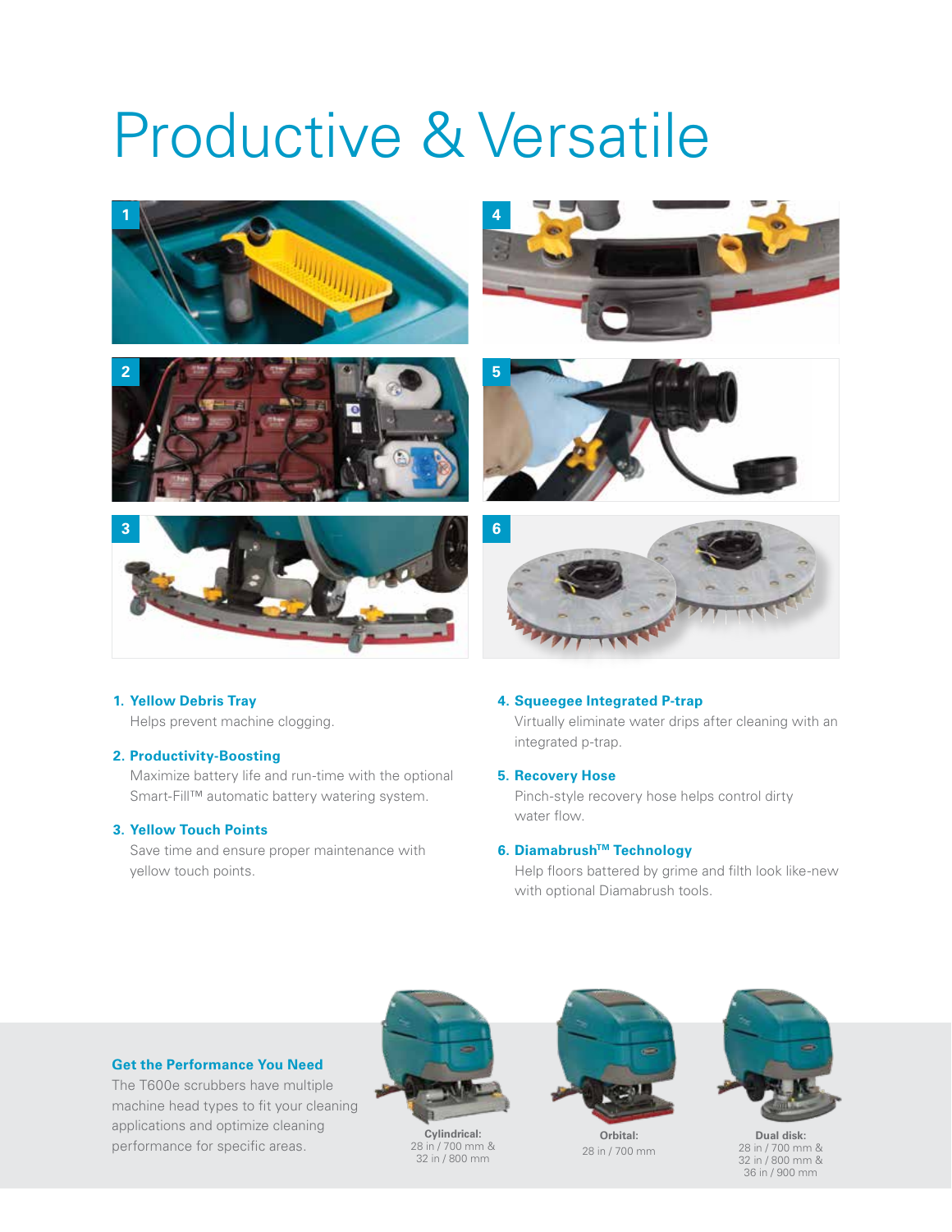# Productive & Versatile

1. **Yellow Debris Tray**
   Helps prevent machine clogging.

2. **Productivity-Boosting**
   Maximize battery life and run-time with the optional Smart-Fill™ automatic battery watering system.

3. **Yellow Touch Points**
   Save time and ensure proper maintenance with yellow touch points.

4. **Squeegee Integrated P-trap**
   Virtually eliminate water drips after cleaning with an integrated p-trap.

5. **Recovery Hose**
   Pinch-style recovery hose helps control dirty water flow.

6. **Diamabrush™ Technology**
   Help floors battered by grime and filth look like-new with optional Diamabrush tools.

### Get the Performance You Need

The T600e scrubbers have multiple machine head types to fit your cleaning applications and optimize cleaning performance for specific areas.

**Cylindrical:**
28 in / 700 mm &
32 in / 800 mm

**Orbital:**
28 in / 700 mm

**Dual disk:**
28 in / 700 mm &
32 in / 800 mm &
36 in / 900 mm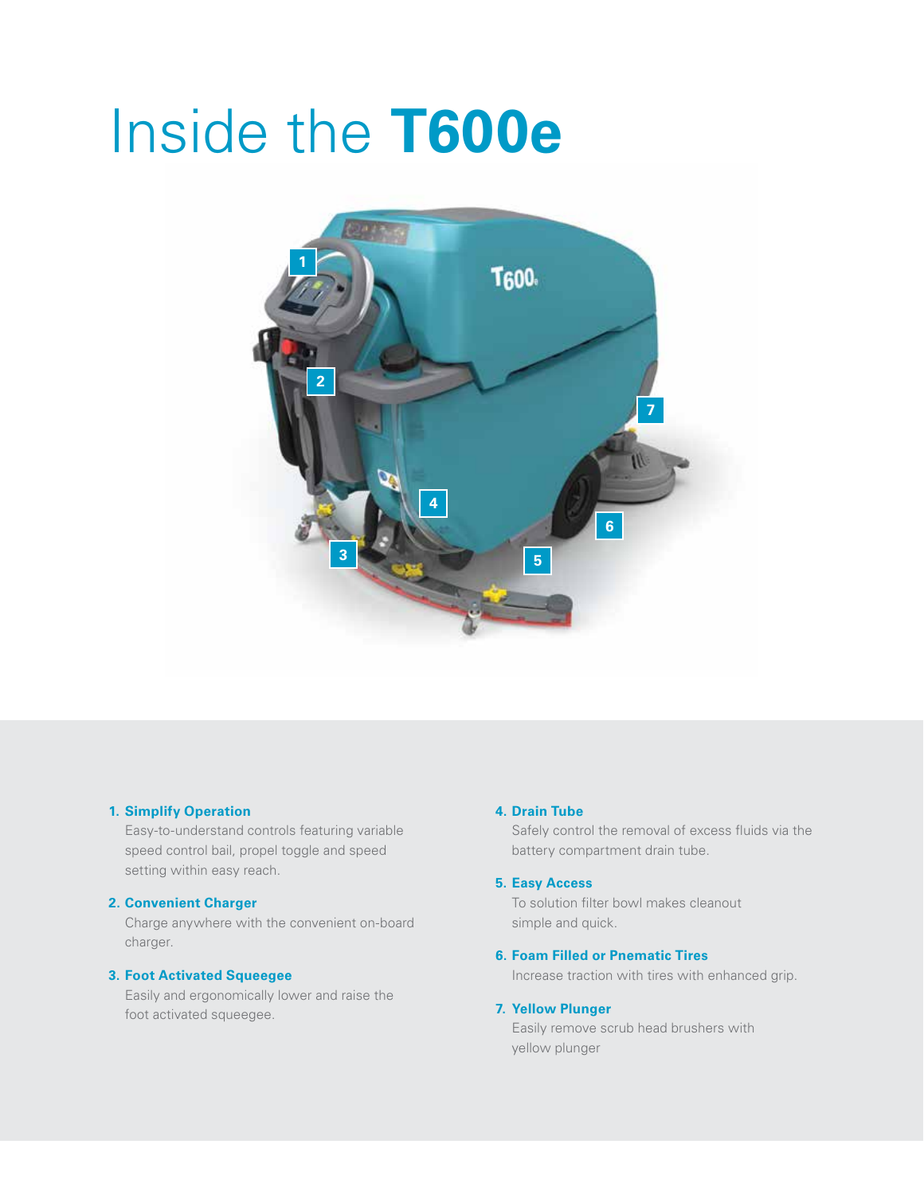# Inside the **T600e**

1. **Simplify Operation**
   Easy-to-understand controls featuring variable speed control bail, propel toggle and speed setting within easy reach.

2. **Convenient Charger**
   Charge anywhere with the convenient on-board charger.

3. **Foot Activated Squeegee**
   Easily and ergonomically lower and raise the foot activated squeegee.

4. **Drain Tube**
   Safely control the removal of excess fluids via the battery compartment drain tube.

5. **Easy Access**
   To solution filter bowl makes cleanout simple and quick.

6. **Foam Filled or Pnematic Tires**
   Increase traction with tires with enhanced grip.

7. **Yellow Plunger**
   Easily remove scrub head brushers with yellow plunger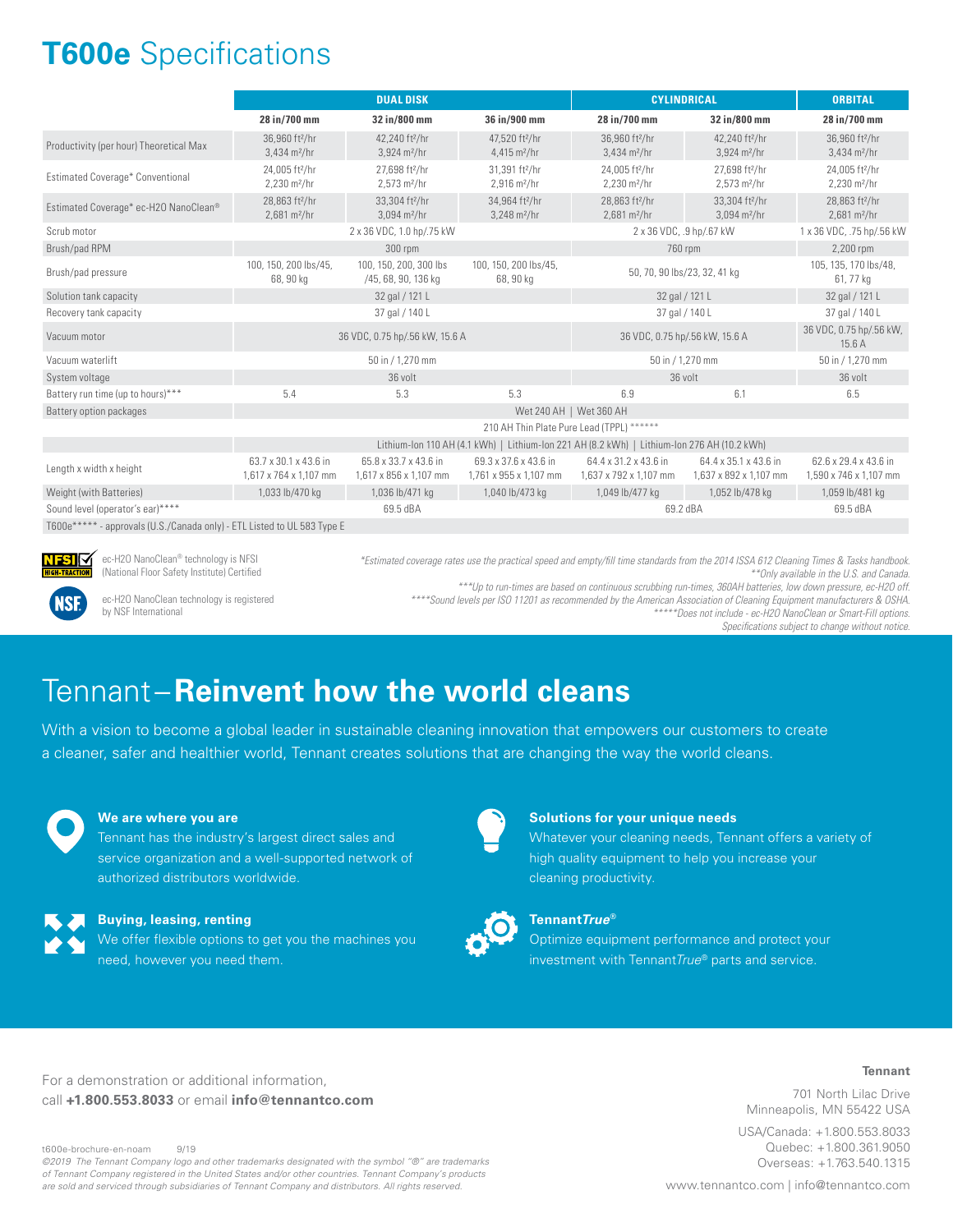# **T600e** Specifications

| | DUAL DISK | | | CYLINDRICAL | | ORBITAL |
|---|---|---|---|---|---|---|
| | 28 in/700 mm | 32 in/800 mm | 36 in/900 mm | 28 in/700 mm | 32 in/800 mm | 28 in/700 mm |
| Productivity (per hour) Theoretical Max | 36,960 ft²/hr 3,434 m²/hr | 42,240 ft²/hr 3,924 m²/hr | 47,520 ft²/hr 4,415 m²/hr | 36,960 ft²/hr 3,434 m²/hr | 42,240 ft²/hr 3,924 m²/hr | 36,960 ft²/hr 3,434 m²/hr |
| Estimated Coverage* Conventional | 24,005 ft²/hr 2,230 m²/hr | 27,698 ft²/hr 2,573 m²/hr | 31,391 ft²/hr 2,916 m²/hr | 24,005 ft²/hr 2,230 m²/hr | 27,698 ft²/hr 2,573 m²/hr | 24,005 ft²/hr 2,230 m²/hr |
| Estimated Coverage* ec-H2O NanoClean® | 28,863 ft²/hr 2,681 m²/hr | 33,304 ft²/hr 3,094 m²/hr | 34,964 ft²/hr 3,248 m²/hr | 28,863 ft²/hr 2,681 m²/hr | 33,304 ft²/hr 3,094 m²/hr | 28,863 ft²/hr 2,681 m²/hr |
| Scrub motor | 2 x 36 VDC, 1.0 hp/.75 kW | | | 2 x 36 VDC, .9 hp/.67 kW | | 1 x 36 VDC, .75 hp/.56 kW |
| Brush/pad RPM | 300 rpm | | | 760 rpm | | 2,200 rpm |
| Brush/pad pressure | 100, 150, 200 lbs/45, 68, 90 kg | 100, 150, 200, 300 lbs /45, 68, 90, 136 kg | 100, 150, 200 lbs/45, 68, 90 kg | 50, 70, 90 lbs/23, 32, 41 kg | | 105, 135, 170 lbs/48, 61, 77 kg |
| Solution tank capacity | 32 gal / 121 L | | | 32 gal / 121 L | | 32 gal / 121 L |
| Recovery tank capacity | 37 gal / 140 L | | | 37 gal / 140 L | | 37 gal / 140 L |
| Vacuum motor | 36 VDC, 0.75 hp/.56 kW, 15.6 A | | | 36 VDC, 0.75 hp/.56 kW, 15.6 A | | 36 VDC, 0.75 hp/.56 kW, 15.6 A |
| Vacuum waterlift | 50 in / 1,270 mm | | | 50 in / 1,270 mm | | 50 in / 1,270 mm |
| System voltage | 36 volt | | | 36 volt | | 36 volt |
| Battery run time (up to hours)*** | 5.4 | 5.3 | 5.3 | 6.9 | 6.1 | 6.5 |
| Battery option packages | Wet 240 AH \| Wet 360 AH<br>210 AH Thin Plate Pure Lead (TPPL) ******<br>Lithium-Ion 110 AH (4.1 kWh) \| Lithium-Ion 221 AH (8.2 kWh) \| Lithium-Ion 276 AH (10.2 kWh) | | | | | |
| Length x width x height | 63.7 x 30.1 x 43.6 in 1,617 x 764 x 1,107 mm | 65.8 x 33.7 x 43.6 in 1,617 x 856 x 1,107 mm | 69.3 x 37.6 x 43.6 in 1,761 x 955 x 1,107 mm | 64.4 x 31.2 x 43.6 in 1,637 x 792 x 1,107 mm | 64.4 x 35.1 x 43.6 in 1,637 x 892 x 1,107 mm | 62.6 x 29.4 x 43.6 in 1,590 x 746 x 1,107 mm |
| Weight (with Batteries) | 1,033 lb/470 kg | 1,036 lb/471 kg | 1,040 lb/473 kg | 1,049 lb/477 kg | 1,052 lb/478 kg | 1,059 lb/481 kg |
| Sound level (operator's ear)**** | 69.5 dBA | | | 69.2 dBA | | 69.5 dBA |
| T600e***** - approvals (U.S./Canada only) - ETL Listed to UL 583 Type E | | | | | | |

ec-H2O NanoClean® technology is NFSI (National Floor Safety Institute) Certified

ec-H2O NanoClean technology is registered by NSF International

*Estimated coverage rates use the practical speed and empty/fill time standards from the 2014 ISSA 612 Cleaning Times & Tasks handbook.*
*\*\*Only available in the U.S. and Canada.*
*\*\*\*Up to run-times are based on continuous scrubbing run-times, 360AH batteries, low down pressure, ec-H2O off.*
*\*\*\*\*Sound levels per ISO 11201 as recommended by the American Association of Cleaning Equipment manufacturers & OSHA.*
*\*\*\*\*\*Does not include - ec-H2O NanoClean or Smart-Fill options.*
*Specifications subject to change without notice.*

## Tennant–**Reinvent how the world cleans**

With a vision to become a global leader in sustainable cleaning innovation that empowers our customers to create a cleaner, safer and healthier world, Tennant creates solutions that are changing the way the world cleans.

**We are where you are**
Tennant has the industry's largest direct sales and service organization and a well-supported network of authorized distributors worldwide.

**Buying, leasing, renting**
We offer flexible options to get you the machines you need, however you need them.

**Solutions for your unique needs**
Whatever your cleaning needs, Tennant offers a variety of high quality equipment to help you increase your cleaning productivity.

**Tennant*True*®**
Optimize equipment performance and protect your investment with Tennant*True*® parts and service.

For a demonstration or additional information, call **+1.800.553.8033** or email **info@tennantco.com**

t600e-brochure-en-noam 9/19
*©2019 The Tennant Company logo and other trademarks designated with the symbol "®" are trademarks of Tennant Company registered in the United States and/or other countries. Tennant Company's products are sold and serviced through subsidiaries of Tennant Company and distributors. All rights reserved.*

**Tennant**
701 North Lilac Drive
Minneapolis, MN 55422 USA

USA/Canada: +1.800.553.8033
Quebec: +1.800.361.9050
Overseas: +1.763.540.1315

www.tennantco.com | info@tennantco.com